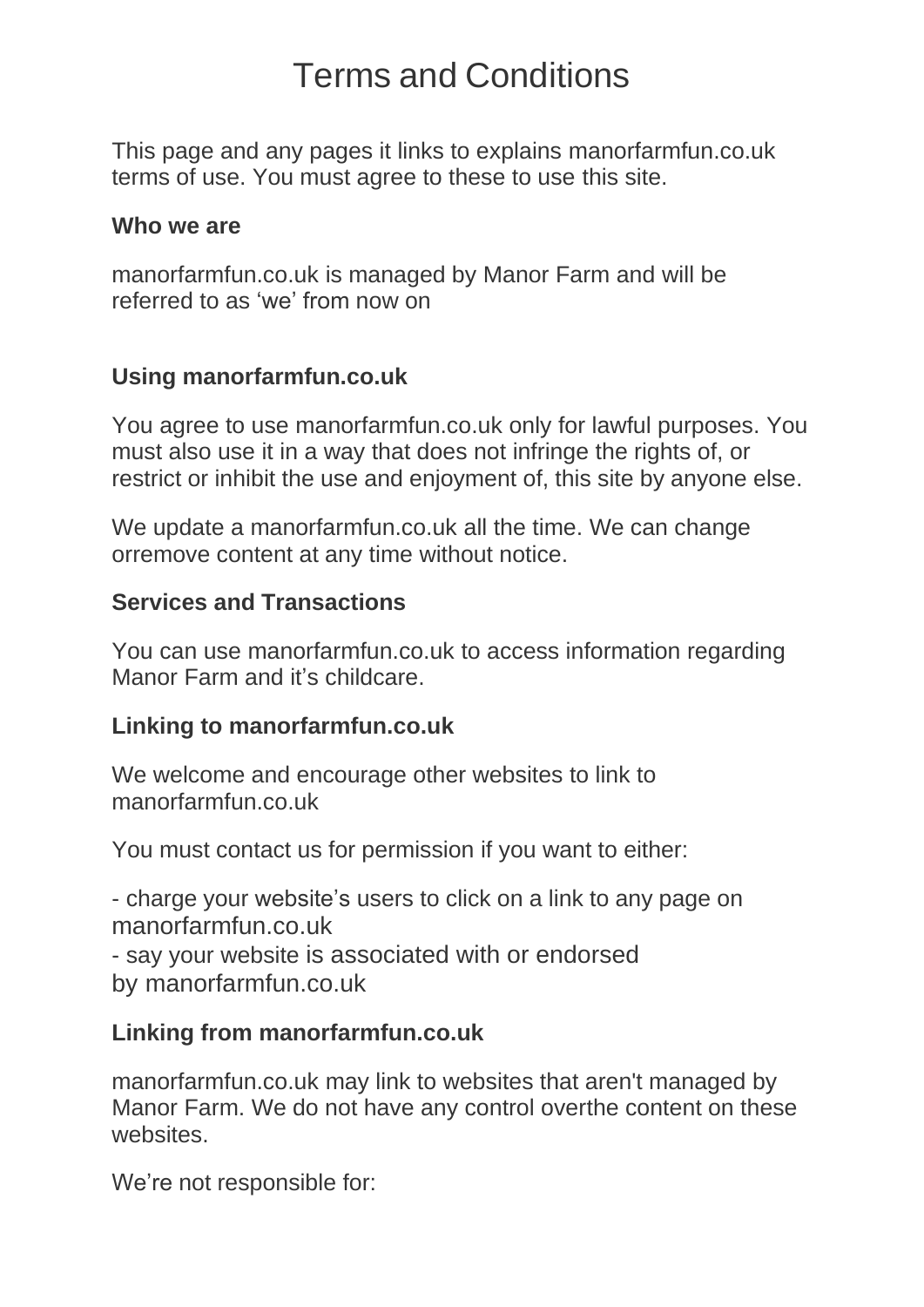# Terms and Conditions

This page and any pages it links to explains manorfarmfun.co.uk terms of use. You must agree to these to use this site.

**Who we are**

manorfarmfun.co.uk is managed by Manor Farm and will be referred to as 'we' from now on

**Using manorfarmfun.co.uk**

You agree to use manorfarmfun.co.uk only for lawful purposes. You must also use it in a way that does not infringe the rights of, or restrict or inhibit the use and enjoyment of, this site by anyone else.

We update a manorfarmfun.co.uk all the time. We can change orremove content at any time without notice.

**Services and Transactions**

You can use manorfarmfun.co.uk to access information regarding Manor Farm and it's childcare.

**Linking to manorfarmfun.co.uk**

We welcome and encourage other websites to link to manorfarmfun.co.uk

You must contact us for permission if you want to either:

- charge your website's users to click on a link to any page on manorfarmfun.co.uk
- say your website is associated with or endorsed by manorfarmfun.co.uk

**Linking from manorfarmfun.co.uk**

manorfarmfun.co.uk may link to websites that aren't managed by Manor Farm. We do not have any control overthe content on these websites.

We're not responsible for: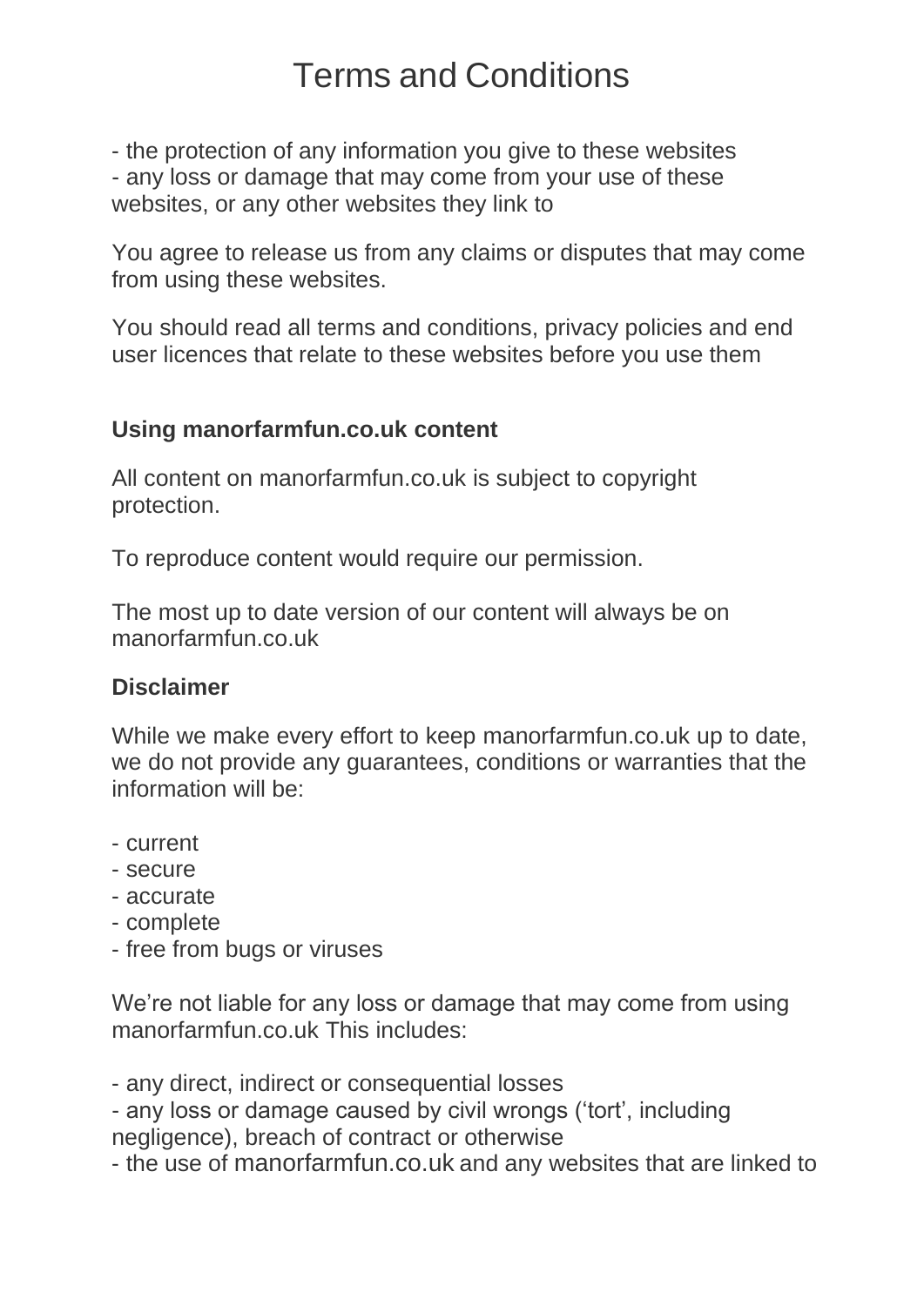# Terms and Conditions

- the protection of any information you give to these websites
- any loss or damage that may come from your use of these websites, or any other websites they link to

You agree to release us from any claims or disputes that may come from using these websites.

You should read all terms and conditions, privacy policies and end user licences that relate to these websites before you use them

**Using manorfarmfun.co.uk content**

All content on manorfarmfun.co.uk is subject to copyright protection.

To reproduce content would require our permission.

The most up to date version of our content will always be on manorfarmfun.co.uk

**Disclaimer**

While we make every effort to keep manorfarmfun.co.uk up to date, we do not provide any guarantees, conditions or warranties that the information will be:

- current
- secure
- accurate
- complete
- free from bugs or viruses

We're not liable for any loss or damage that may come from using manorfarmfun.co.uk This includes:

- any direct, indirect or consequential losses
- any loss or damage caused by civil wrongs ('tort', including negligence), breach of contract or otherwise
- the use of manorfarmfun.co.uk and any websites that are linked to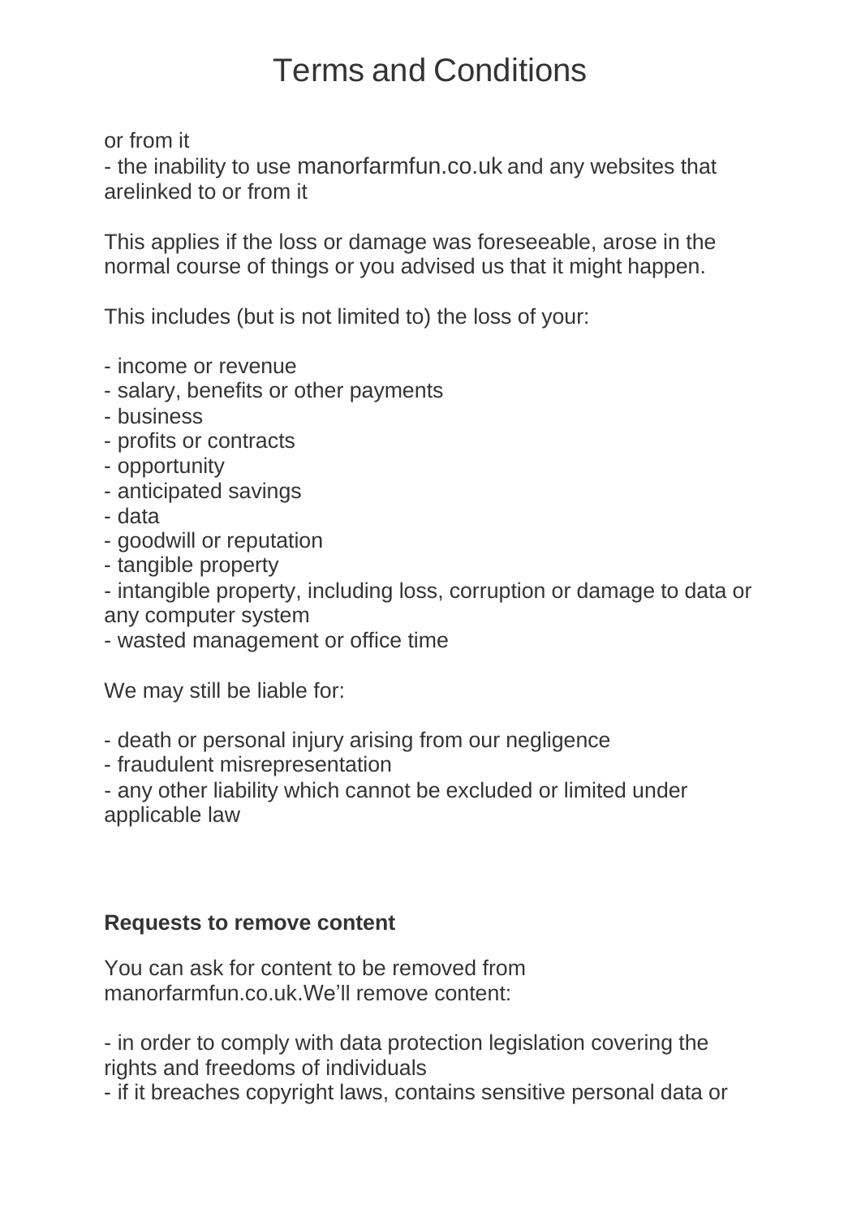# Terms and Conditions

or from it
- the inability to use manorfarmfun.co.uk and any websites that arelinked to or from it

This applies if the loss or damage was foreseeable, arose in the normal course of things or you advised us that it might happen.

This includes (but is not limited to) the loss of your:

- income or revenue
- salary, benefits or other payments
- business
- profits or contracts
- opportunity
- anticipated savings
- data
- goodwill or reputation
- tangible property
- intangible property, including loss, corruption or damage to data or any computer system
- wasted management or office time

We may still be liable for:

- death or personal injury arising from our negligence
- fraudulent misrepresentation
- any other liability which cannot be excluded or limited under applicable law

**Requests to remove content**

You can ask for content to be removed from manorfarmfun.co.uk.We'll remove content:

- in order to comply with data protection legislation covering the rights and freedoms of individuals
- if it breaches copyright laws, contains sensitive personal data or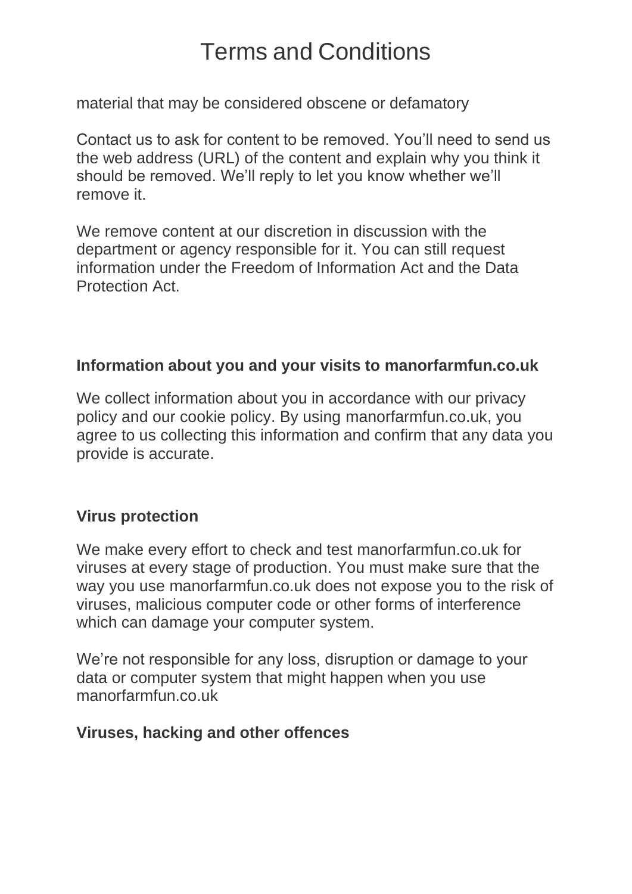# Terms and Conditions

material that may be considered obscene or defamatory

Contact us to ask for content to be removed. You'll need to send us the web address (URL) of the content and explain why you think it should be removed. We'll reply to let you know whether we'll remove it.

We remove content at our discretion in discussion with the department or agency responsible for it. You can still request information under the Freedom of Information Act and the Data Protection Act.

**Information about you and your visits to manorfarmfun.co.uk**

We collect information about you in accordance with our privacy policy and our cookie policy. By using manorfarmfun.co.uk, you agree to us collecting this information and confirm that any data you provide is accurate.

**Virus protection**

We make every effort to check and test manorfarmfun.co.uk for viruses at every stage of production. You must make sure that the way you use manorfarmfun.co.uk does not expose you to the risk of viruses, malicious computer code or other forms of interference which can damage your computer system.

We're not responsible for any loss, disruption or damage to your data or computer system that might happen when you use manorfarmfun.co.uk

**Viruses, hacking and other offences**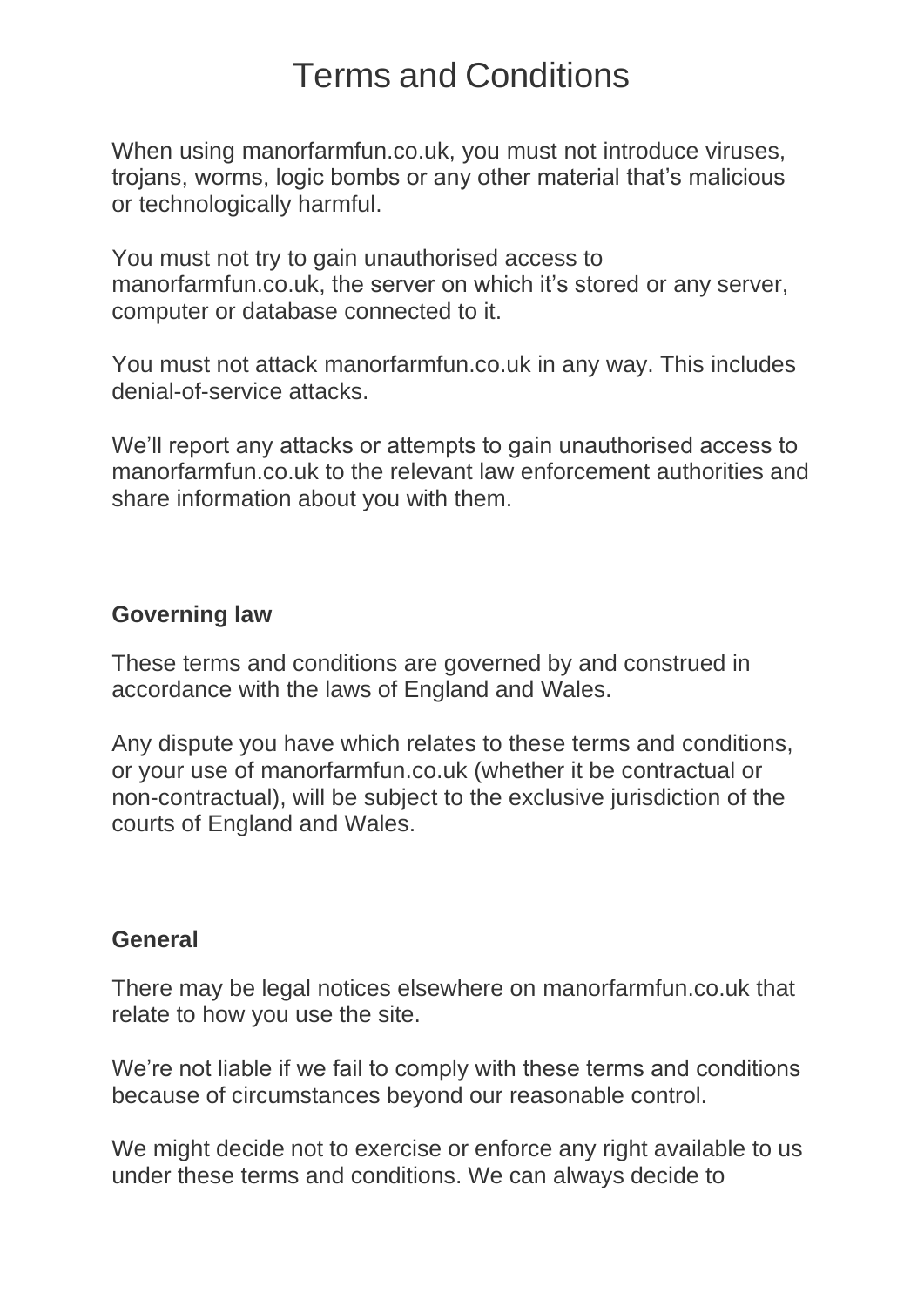# Terms and Conditions

When using manorfarmfun.co.uk, you must not introduce viruses, trojans, worms, logic bombs or any other material that's malicious or technologically harmful.

You must not try to gain unauthorised access to manorfarmfun.co.uk, the server on which it's stored or any server, computer or database connected to it.

You must not attack manorfarmfun.co.uk in any way. This includes denial-of-service attacks.

We'll report any attacks or attempts to gain unauthorised access to manorfarmfun.co.uk to the relevant law enforcement authorities and share information about you with them.

**Governing law**

These terms and conditions are governed by and construed in accordance with the laws of England and Wales.

Any dispute you have which relates to these terms and conditions, or your use of manorfarmfun.co.uk (whether it be contractual or non-contractual), will be subject to the exclusive jurisdiction of the courts of England and Wales.

**General**

There may be legal notices elsewhere on manorfarmfun.co.uk that relate to how you use the site.

We're not liable if we fail to comply with these terms and conditions because of circumstances beyond our reasonable control.

We might decide not to exercise or enforce any right available to us under these terms and conditions. We can always decide to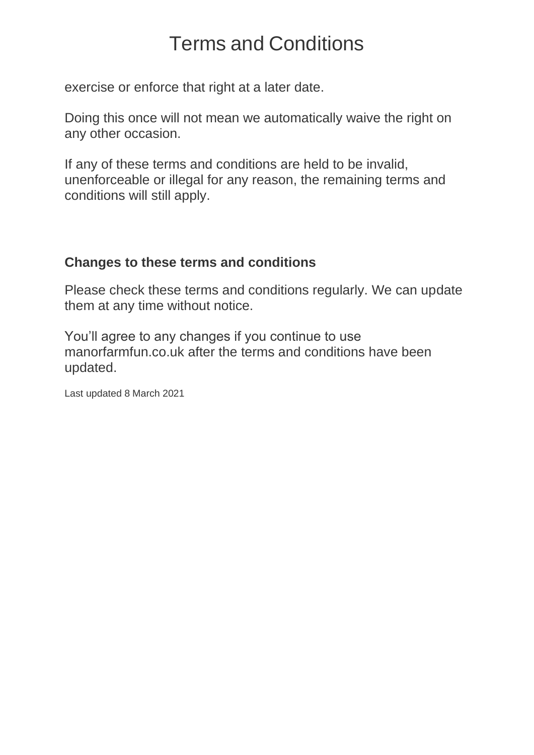exercise or enforce that right at a later date.

Doing this once will not mean we automatically waive the right on any other occasion.

If any of these terms and conditions are held to be invalid, unenforceable or illegal for any reason, the remaining terms and conditions will still apply.

**Changes to these terms and conditions**

Please check these terms and conditions regularly. We can update them at any time without notice.

You'll agree to any changes if you continue to use manorfarmfun.co.uk after the terms and conditions have been updated.

Last updated 8 March 2021